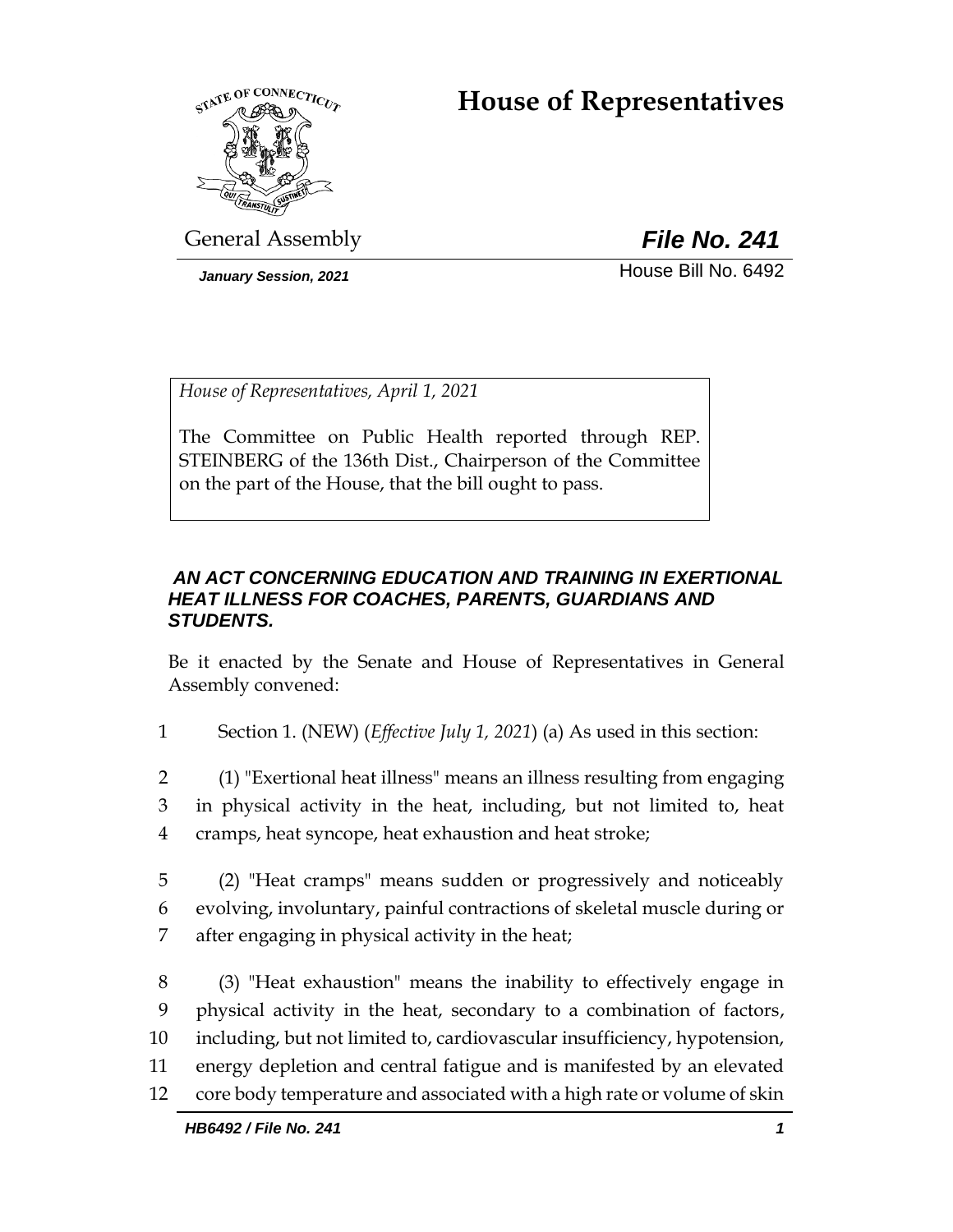# House of Representatives

General Assembly

***File No. 241***

*January Session, 2021*

House Bill No. 6492

*House of Representatives, April 1, 2021*

The Committee on Public Health reported through REP. STEINBERG of the 136th Dist., Chairperson of the Committee on the part of the House, that the bill ought to pass.

***AN ACT CONCERNING EDUCATION AND TRAINING IN EXERTIONAL HEAT ILLNESS FOR COACHES, PARENTS, GUARDIANS AND STUDENTS.***

Be it enacted by the Senate and House of Representatives in General Assembly convened:

1 Section 1. (NEW) (*Effective July 1, 2021*) (a) As used in this section:

2 (1) "Exertional heat illness" means an illness resulting from engaging
3 in physical activity in the heat, including, but not limited to, heat
4 cramps, heat syncope, heat exhaustion and heat stroke;

5 (2) "Heat cramps" means sudden or progressively and noticeably
6 evolving, involuntary, painful contractions of skeletal muscle during or
7 after engaging in physical activity in the heat;

8 (3) "Heat exhaustion" means the inability to effectively engage in
9 physical activity in the heat, secondary to a combination of factors,
10 including, but not limited to, cardiovascular insufficiency, hypotension,
11 energy depletion and central fatigue and is manifested by an elevated
12 core body temperature and associated with a high rate or volume of skin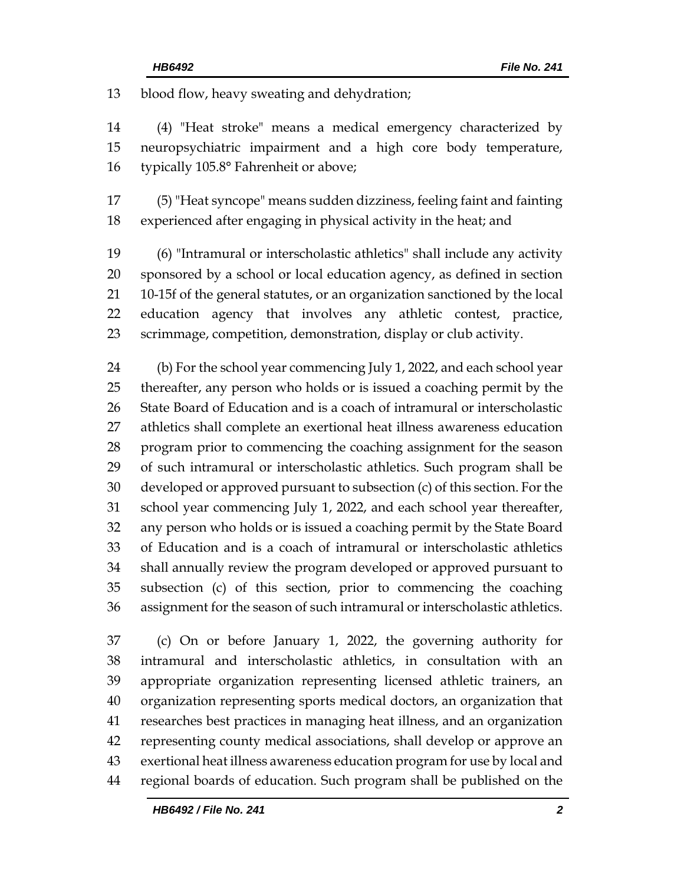blood flow, heavy sweating and dehydration;

(4) "Heat stroke" means a medical emergency characterized by neuropsychiatric impairment and a high core body temperature, typically 105.8° Fahrenheit or above;

(5) "Heat syncope" means sudden dizziness, feeling faint and fainting experienced after engaging in physical activity in the heat; and

(6) "Intramural or interscholastic athletics" shall include any activity sponsored by a school or local education agency, as defined in section 10-15f of the general statutes, or an organization sanctioned by the local education agency that involves any athletic contest, practice, scrimmage, competition, demonstration, display or club activity.

(b) For the school year commencing July 1, 2022, and each school year thereafter, any person who holds or is issued a coaching permit by the State Board of Education and is a coach of intramural or interscholastic athletics shall complete an exertional heat illness awareness education program prior to commencing the coaching assignment for the season of such intramural or interscholastic athletics. Such program shall be developed or approved pursuant to subsection (c) of this section. For the school year commencing July 1, 2022, and each school year thereafter, any person who holds or is issued a coaching permit by the State Board of Education and is a coach of intramural or interscholastic athletics shall annually review the program developed or approved pursuant to subsection (c) of this section, prior to commencing the coaching assignment for the season of such intramural or interscholastic athletics.

(c) On or before January 1, 2022, the governing authority for intramural and interscholastic athletics, in consultation with an appropriate organization representing licensed athletic trainers, an organization representing sports medical doctors, an organization that researches best practices in managing heat illness, and an organization representing county medical associations, shall develop or approve an exertional heat illness awareness education program for use by local and regional boards of education. Such program shall be published on the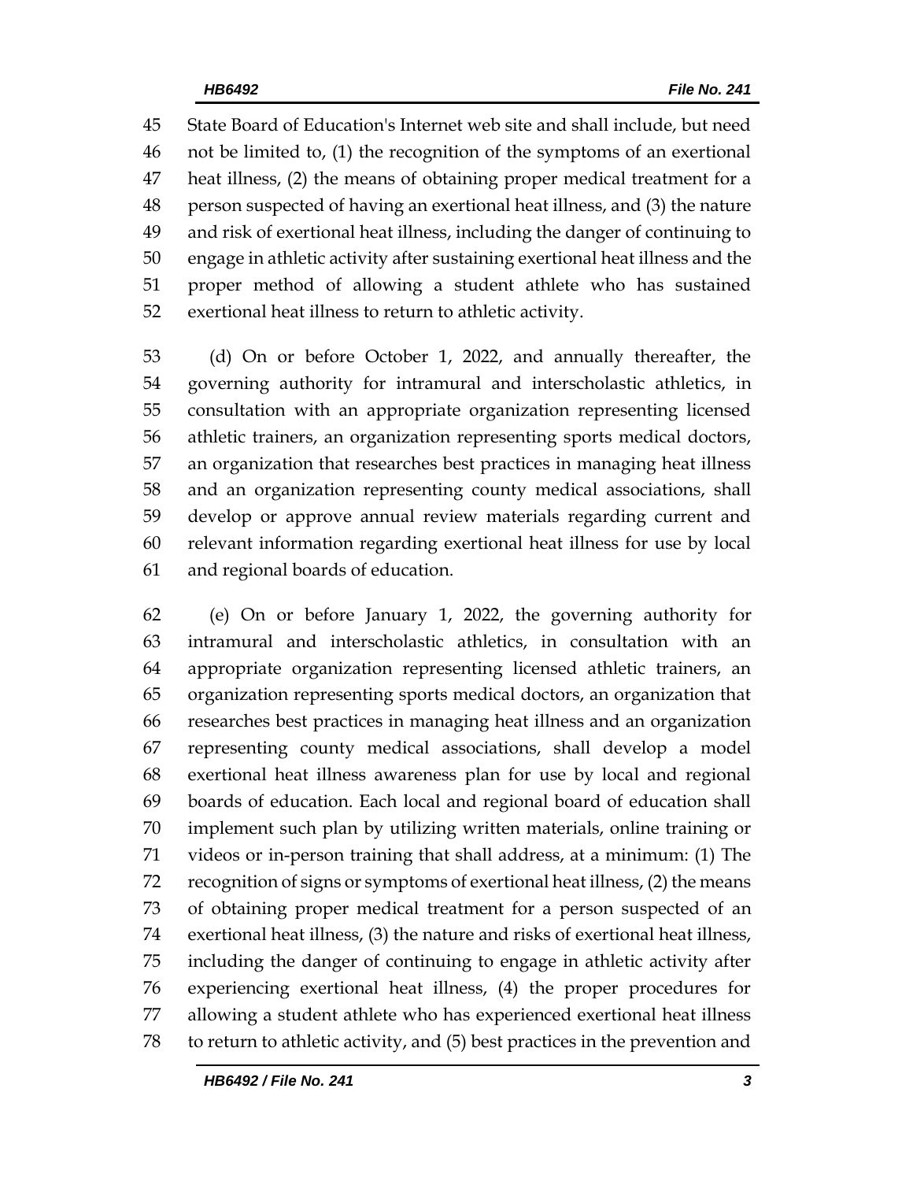State Board of Education's Internet web site and shall include, but need not be limited to, (1) the recognition of the symptoms of an exertional heat illness, (2) the means of obtaining proper medical treatment for a person suspected of having an exertional heat illness, and (3) the nature and risk of exertional heat illness, including the danger of continuing to engage in athletic activity after sustaining exertional heat illness and the proper method of allowing a student athlete who has sustained exertional heat illness to return to athletic activity.

(d) On or before October 1, 2022, and annually thereafter, the governing authority for intramural and interscholastic athletics, in consultation with an appropriate organization representing licensed athletic trainers, an organization representing sports medical doctors, an organization that researches best practices in managing heat illness and an organization representing county medical associations, shall develop or approve annual review materials regarding current and relevant information regarding exertional heat illness for use by local and regional boards of education.

(e) On or before January 1, 2022, the governing authority for intramural and interscholastic athletics, in consultation with an appropriate organization representing licensed athletic trainers, an organization representing sports medical doctors, an organization that researches best practices in managing heat illness and an organization representing county medical associations, shall develop a model exertional heat illness awareness plan for use by local and regional boards of education. Each local and regional board of education shall implement such plan by utilizing written materials, online training or videos or in-person training that shall address, at a minimum: (1) The recognition of signs or symptoms of exertional heat illness, (2) the means of obtaining proper medical treatment for a person suspected of an exertional heat illness, (3) the nature and risks of exertional heat illness, including the danger of continuing to engage in athletic activity after experiencing exertional heat illness, (4) the proper procedures for allowing a student athlete who has experienced exertional heat illness to return to athletic activity, and (5) best practices in the prevention and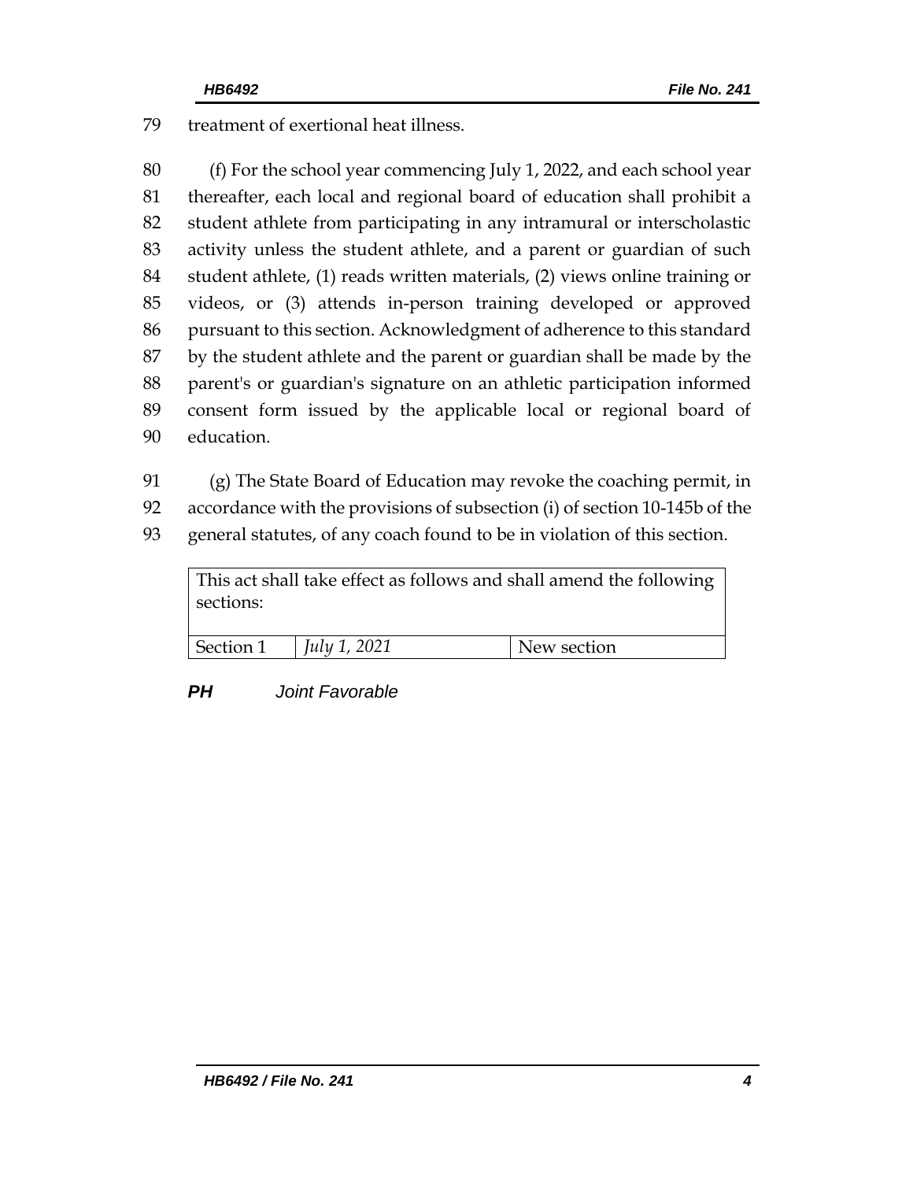79 treatment of exertional heat illness.

80 (f) For the school year commencing July 1, 2022, and each school year
81 thereafter, each local and regional board of education shall prohibit a
82 student athlete from participating in any intramural or interscholastic
83 activity unless the student athlete, and a parent or guardian of such
84 student athlete, (1) reads written materials, (2) views online training or
85 videos, or (3) attends in-person training developed or approved
86 pursuant to this section. Acknowledgment of adherence to this standard
87 by the student athlete and the parent or guardian shall be made by the
88 parent's or guardian's signature on an athletic participation informed
89 consent form issued by the applicable local or regional board of
90 education.

91 (g) The State Board of Education may revoke the coaching permit, in
92 accordance with the provisions of subsection (i) of section 10-145b of the
93 general statutes, of any coach found to be in violation of this section.

| This act shall take effect as follows and shall amend the following sections: | | |
|---|---|---|
| Section 1 | *July 1, 2021* | New section |

***PH*** *Joint Favorable*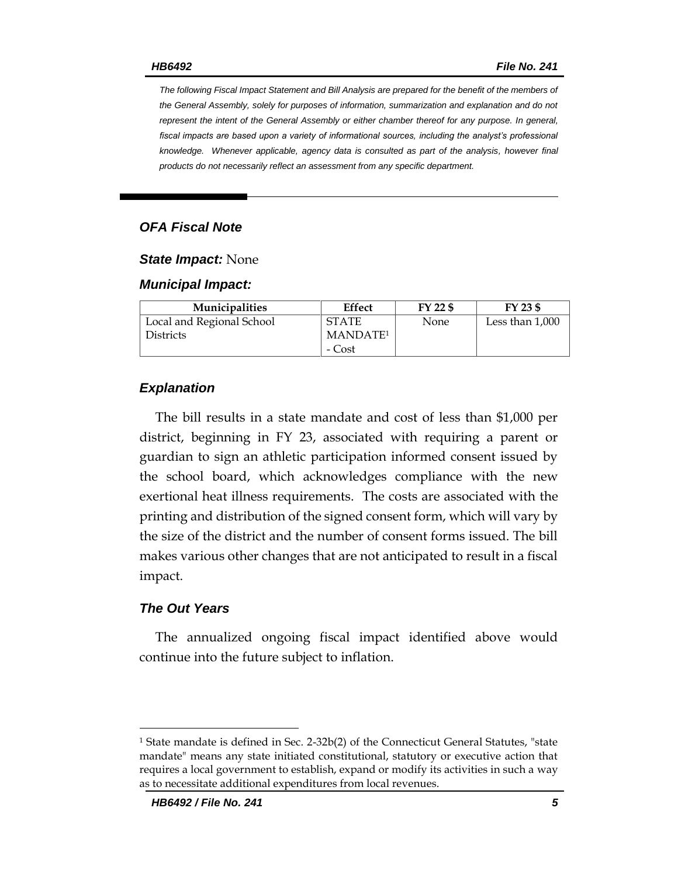*The following Fiscal Impact Statement and Bill Analysis are prepared for the benefit of the members of the General Assembly, solely for purposes of information, summarization and explanation and do not represent the intent of the General Assembly or either chamber thereof for any purpose. In general, fiscal impacts are based upon a variety of informational sources, including the analyst's professional knowledge. Whenever applicable, agency data is consulted as part of the analysis, however final products do not necessarily reflect an assessment from any specific department.*

## *OFA Fiscal Note*

***State Impact:*** None

***Municipal Impact:***

| Municipalities | Effect | FY 22 $ | FY 23 $ |
|---|---|---|---|
| Local and Regional School Districts | STATE MANDATE[1] - Cost | None | Less than 1,000 |

## *Explanation*

The bill results in a state mandate and cost of less than $1,000 per district, beginning in FY 23, associated with requiring a parent or guardian to sign an athletic participation informed consent issued by the school board, which acknowledges compliance with the new exertional heat illness requirements. The costs are associated with the printing and distribution of the signed consent form, which will vary by the size of the district and the number of consent forms issued. The bill makes various other changes that are not anticipated to result in a fiscal impact.

## *The Out Years*

The annualized ongoing fiscal impact identified above would continue into the future subject to inflation.

[1] State mandate is defined in Sec. 2-32b(2) of the Connecticut General Statutes, "state mandate" means any state initiated constitutional, statutory or executive action that requires a local government to establish, expand or modify its activities in such a way as to necessitate additional expenditures from local revenues.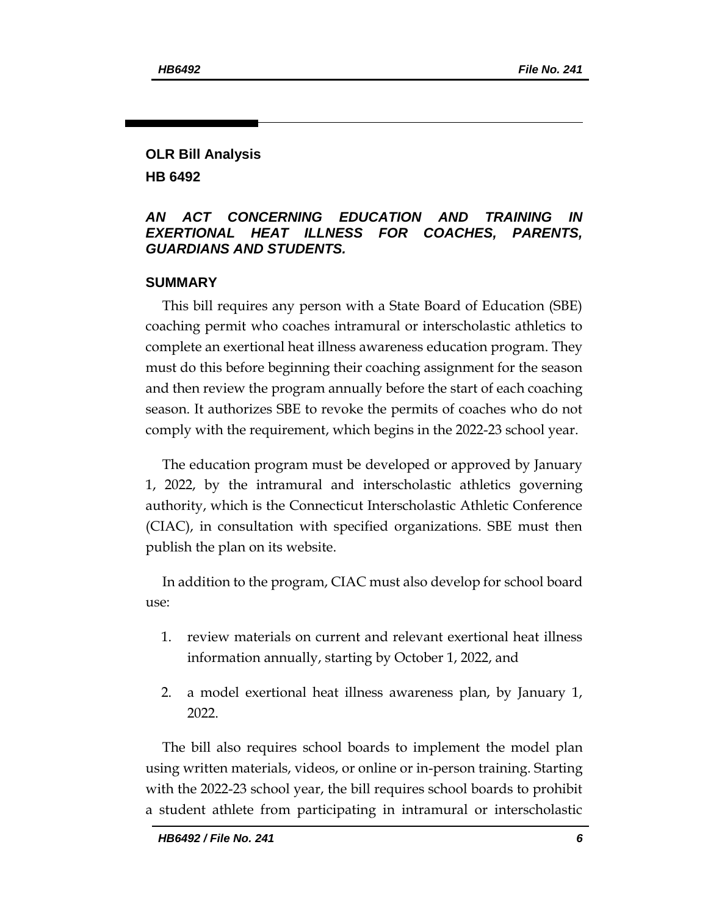## OLR Bill Analysis

## HB 6492

### *AN ACT CONCERNING EDUCATION AND TRAINING IN EXERTIONAL HEAT ILLNESS FOR COACHES, PARENTS, GUARDIANS AND STUDENTS.*

### SUMMARY

This bill requires any person with a State Board of Education (SBE) coaching permit who coaches intramural or interscholastic athletics to complete an exertional heat illness awareness education program. They must do this before beginning their coaching assignment for the season and then review the program annually before the start of each coaching season. It authorizes SBE to revoke the permits of coaches who do not comply with the requirement, which begins in the 2022-23 school year.

The education program must be developed or approved by January 1, 2022, by the intramural and interscholastic athletics governing authority, which is the Connecticut Interscholastic Athletic Conference (CIAC), in consultation with specified organizations. SBE must then publish the plan on its website.

In addition to the program, CIAC must also develop for school board use:

1. review materials on current and relevant exertional heat illness information annually, starting by October 1, 2022, and
2. a model exertional heat illness awareness plan, by January 1, 2022.

The bill also requires school boards to implement the model plan using written materials, videos, or online or in-person training. Starting with the 2022-23 school year, the bill requires school boards to prohibit a student athlete from participating in intramural or interscholastic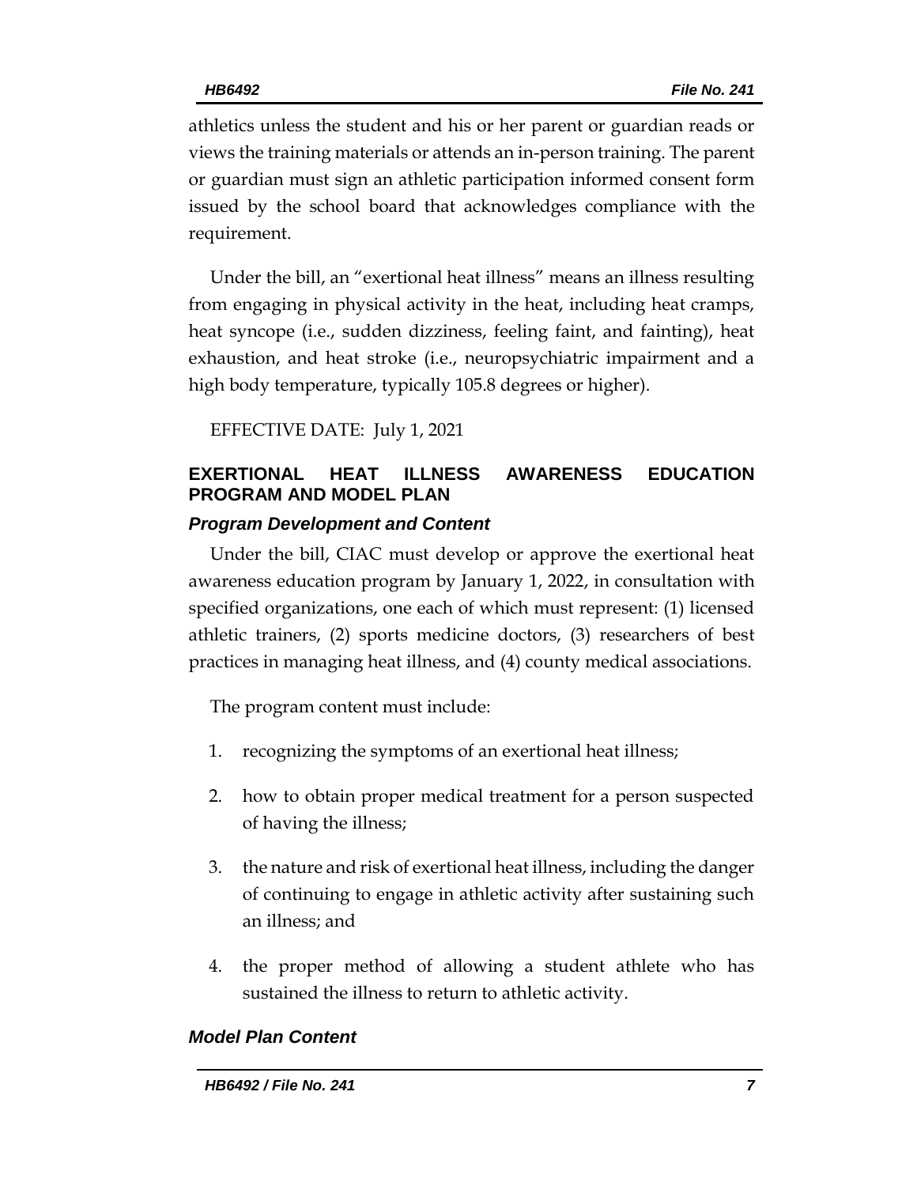athletics unless the student and his or her parent or guardian reads or views the training materials or attends an in-person training. The parent or guardian must sign an athletic participation informed consent form issued by the school board that acknowledges compliance with the requirement.

Under the bill, an "exertional heat illness" means an illness resulting from engaging in physical activity in the heat, including heat cramps, heat syncope (i.e., sudden dizziness, feeling faint, and fainting), heat exhaustion, and heat stroke (i.e., neuropsychiatric impairment and a high body temperature, typically 105.8 degrees or higher).

EFFECTIVE DATE: July 1, 2021

## EXERTIONAL HEAT ILLNESS AWARENESS EDUCATION PROGRAM AND MODEL PLAN

### *Program Development and Content*

Under the bill, CIAC must develop or approve the exertional heat awareness education program by January 1, 2022, in consultation with specified organizations, one each of which must represent: (1) licensed athletic trainers, (2) sports medicine doctors, (3) researchers of best practices in managing heat illness, and (4) county medical associations.

The program content must include:

1. recognizing the symptoms of an exertional heat illness;
2. how to obtain proper medical treatment for a person suspected of having the illness;
3. the nature and risk of exertional heat illness, including the danger of continuing to engage in athletic activity after sustaining such an illness; and
4. the proper method of allowing a student athlete who has sustained the illness to return to athletic activity.

### *Model Plan Content*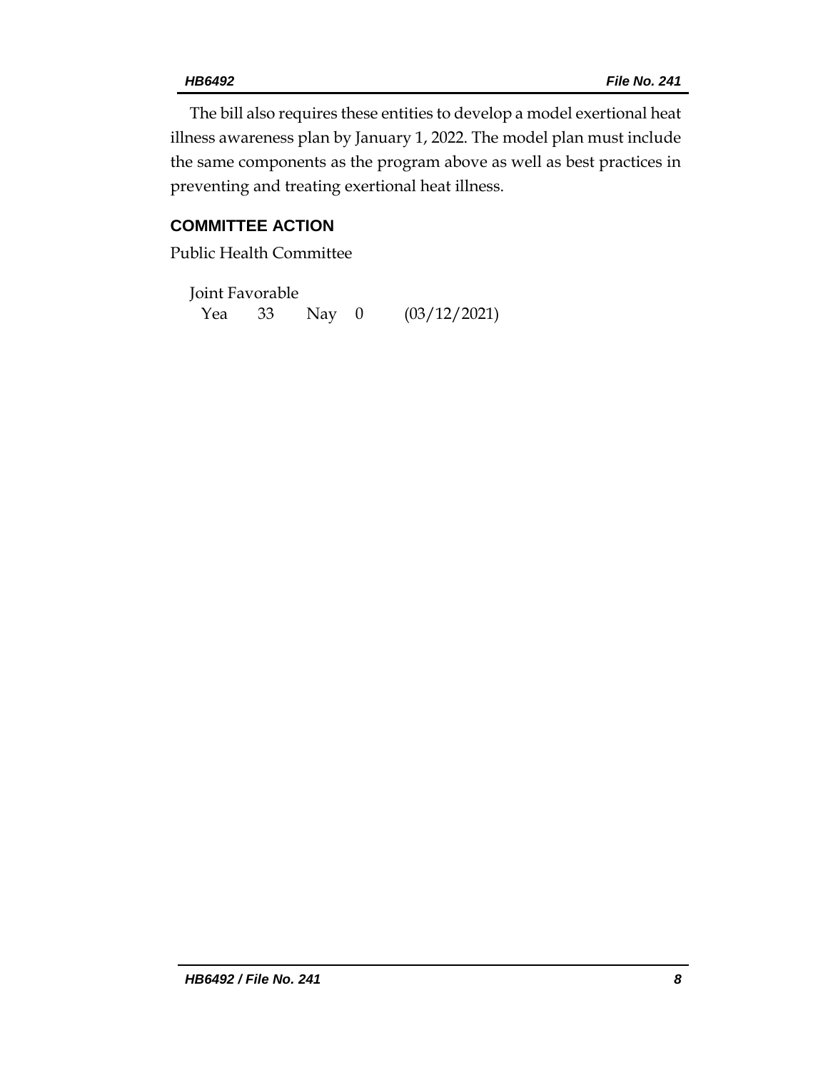The bill also requires these entities to develop a model exertional heat illness awareness plan by January 1, 2022. The model plan must include the same components as the program above as well as best practices in preventing and treating exertional heat illness.

## COMMITTEE ACTION

Public Health Committee

Joint Favorable
Yea 33 Nay 0 (03/12/2021)